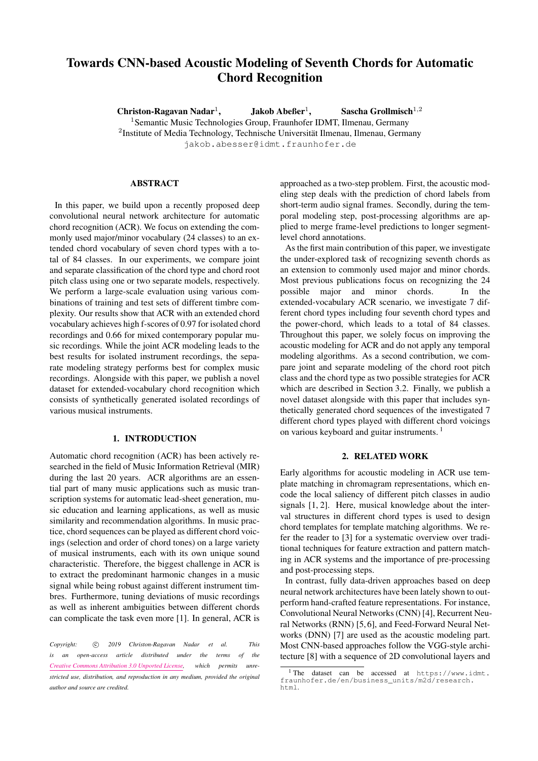# Towards CNN-based Acoustic Modeling of Seventh Chords for Automatic Chord Recognition

**Christon-Ragavan Nadar**[1], **Jakob Abeßer**[1], **Sascha Grollmisch**[1,2]

[1]Semantic Music Technologies Group, Fraunhofer IDMT, Ilmenau, Germany
[2]Institute of Media Technology, Technische Universität Ilmenau, Ilmenau, Germany
jakob.abesser@idmt.fraunhofer.de

## ABSTRACT

In this paper, we build upon a recently proposed deep convolutional neural network architecture for automatic chord recognition (ACR). We focus on extending the commonly used major/minor vocabulary (24 classes) to an extended chord vocabulary of seven chord types with a total of 84 classes. In our experiments, we compare joint and separate classification of the chord type and chord root pitch class using one or two separate models, respectively. We perform a large-scale evaluation using various combinations of training and test sets of different timbre complexity. Our results show that ACR with an extended chord vocabulary achieves high f-scores of 0.97 for isolated chord recordings and 0.66 for mixed contemporary popular music recordings. While the joint ACR modeling leads to the best results for isolated instrument recordings, the separate modeling strategy performs best for complex music recordings. Alongside with this paper, we publish a novel dataset for extended-vocabulary chord recognition which consists of synthetically generated isolated recordings of various musical instruments.

## 1. INTRODUCTION

Automatic chord recognition (ACR) has been actively researched in the field of Music Information Retrieval (MIR) during the last 20 years. ACR algorithms are an essential part of many music applications such as music transcription systems for automatic lead-sheet generation, music education and learning applications, as well as music similarity and recommendation algorithms. In music practice, chord sequences can be played as different chord voicings (selection and order of chord tones) on a large variety of musical instruments, each with its own unique sound characteristic. Therefore, the biggest challenge in ACR is to extract the predominant harmonic changes in a music signal while being robust against different instrument timbres. Furthermore, tuning deviations of music recordings as well as inherent ambiguities between different chords can complicate the task even more [1]. In general, ACR is approached as a two-step problem. First, the acoustic modeling step deals with the prediction of chord labels from short-term audio signal frames. Secondly, during the temporal modeling step, post-processing algorithms are applied to merge frame-level predictions to longer segment-level chord annotations.

As the first main contribution of this paper, we investigate the under-explored task of recognizing seventh chords as an extension to commonly used major and minor chords. Most previous publications focus on recognizing the 24 possible major and minor chords. In the extended-vocabulary ACR scenario, we investigate 7 different chord types including four seventh chord types and the power-chord, which leads to a total of 84 classes. Throughout this paper, we solely focus on improving the acoustic modeling for ACR and do not apply any temporal modeling algorithms. As a second contribution, we compare joint and separate modeling of the chord root pitch class and the chord type as two possible strategies for ACR which are described in Section 3.2. Finally, we publish a novel dataset alongside with this paper that includes synthetically generated chord sequences of the investigated 7 different chord types played with different chord voicings on various keyboard and guitar instruments. [1]

## 2. RELATED WORK

Early algorithms for acoustic modeling in ACR use template matching in chromagram representations, which encode the local saliency of different pitch classes in audio signals [1, 2]. Here, musical knowledge about the interval structures in different chord types is used to design chord templates for template matching algorithms. We refer the reader to [3] for a systematic overview over traditional techniques for feature extraction and pattern matching in ACR systems and the importance of pre-processing and post-processing steps.

In contrast, fully data-driven approaches based on deep neural network architectures have been lately shown to outperform hand-crafted feature representations. For instance, Convolutional Neural Networks (CNN) [4], Recurrent Neural Networks (RNN) [5, 6], and Feed-Forward Neural Networks (DNN) [7] are used as the acoustic modeling part. Most CNN-based approaches follow the VGG-style architecture [8] with a sequence of 2D convolutional layers and

*Copyright: © 2019 Christon-Ragavan Nadar et al. This is an open-access article distributed under the terms of the Creative Commons Attribution 3.0 Unported License, which permits unrestricted use, distribution, and reproduction in any medium, provided the original author and source are credited.*

[1] The dataset can be accessed at https://www.idmt.fraunhofer.de/en/business_units/m2d/research.html.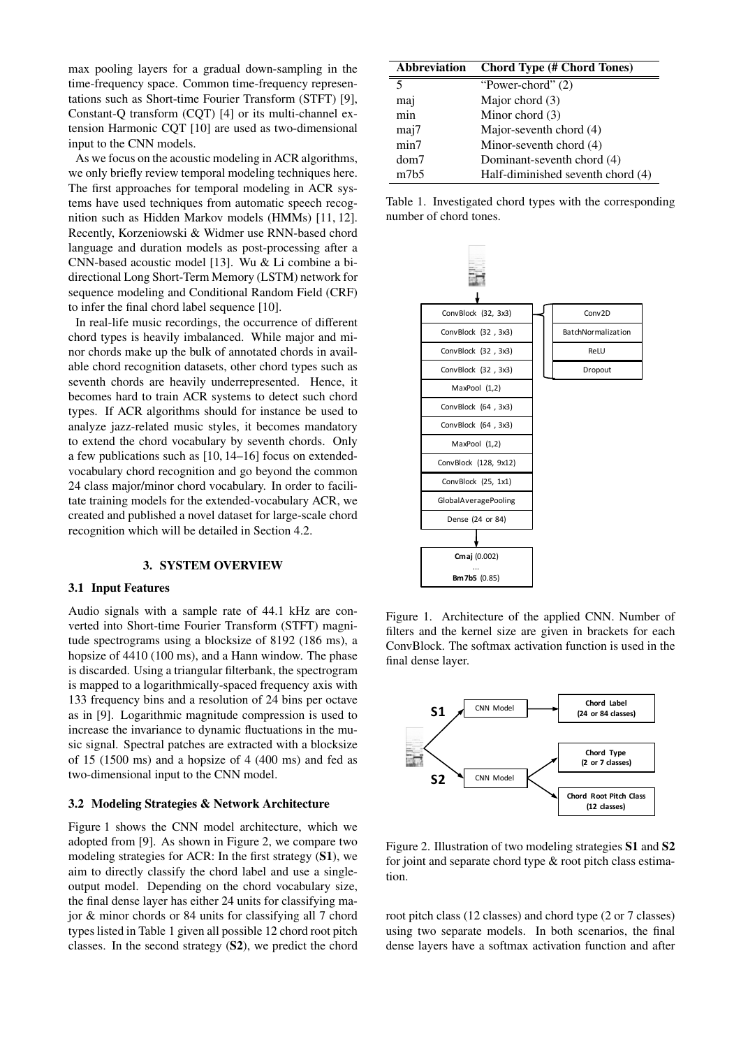max pooling layers for a gradual down-sampling in the time-frequency space. Common time-frequency representations such as Short-time Fourier Transform (STFT) [9], Constant-Q transform (CQT) [4] or its multi-channel extension Harmonic CQT [10] are used as two-dimensional input to the CNN models.

As we focus on the acoustic modeling in ACR algorithms, we only briefly review temporal modeling techniques here. The first approaches for temporal modeling in ACR systems have used techniques from automatic speech recognition such as Hidden Markov models (HMMs) [11, 12]. Recently, Korzeniowski & Widmer use RNN-based chord language and duration models as post-processing after a CNN-based acoustic model [13]. Wu & Li combine a bidirectional Long Short-Term Memory (LSTM) network for sequence modeling and Conditional Random Field (CRF) to infer the final chord label sequence [10].

In real-life music recordings, the occurrence of different chord types is heavily imbalanced. While major and minor chords make up the bulk of annotated chords in available chord recognition datasets, other chord types such as seventh chords are heavily underrepresented. Hence, it becomes hard to train ACR systems to detect such chord types. If ACR algorithms should for instance be used to analyze jazz-related music styles, it becomes mandatory to extend the chord vocabulary by seventh chords. Only a few publications such as [10, 14–16] focus on extended-vocabulary chord recognition and go beyond the common 24 class major/minor chord vocabulary. In order to facilitate training models for the extended-vocabulary ACR, we created and published a novel dataset for large-scale chord recognition which will be detailed in Section 4.2.

## 3. SYSTEM OVERVIEW

### 3.1 Input Features

Audio signals with a sample rate of 44.1 kHz are converted into Short-time Fourier Transform (STFT) magnitude spectrograms using a blocksize of 8192 (186 ms), a hopsize of 4410 (100 ms), and a Hann window. The phase is discarded. Using a triangular filterbank, the spectrogram is mapped to a logarithmically-spaced frequency axis with 133 frequency bins and a resolution of 24 bins per octave as in [9]. Logarithmic magnitude compression is used to increase the invariance to dynamic fluctuations in the music signal. Spectral patches are extracted with a blocksize of 15 (1500 ms) and a hopsize of 4 (400 ms) and fed as two-dimensional input to the CNN model.

### 3.2 Modeling Strategies & Network Architecture

Figure 1 shows the CNN model architecture, which we adopted from [9]. As shown in Figure 2, we compare two modeling strategies for ACR: In the first strategy (**S1**), we aim to directly classify the chord label and use a single-output model. Depending on the chord vocabulary size, the final dense layer has either 24 units for classifying major & minor chords or 84 units for classifying all 7 chord types listed in Table 1 given all possible 12 chord root pitch classes. In the second strategy (**S2**), we predict the chord root pitch class (12 classes) and chord type (2 or 7 classes) using two separate models. In both scenarios, the final dense layers have a softmax activation function and after

| Abbreviation | Chord Type (# Chord Tones) |
|---|---|
| 5 | "Power-chord" (2) |
| maj | Major chord (3) |
| min | Minor chord (3) |
| maj7 | Major-seventh chord (4) |
| min7 | Minor-seventh chord (4) |
| dom7 | Dominant-seventh chord (4) |
| m7b5 | Half-diminished seventh chord (4) |

Table 1. Investigated chord types with the corresponding number of chord tones.

Figure 1. Architecture of the applied CNN. Number of filters and the kernel size are given in brackets for each ConvBlock. The softmax activation function is used in the final dense layer.

Figure 2. Illustration of two modeling strategies **S1** and **S2** for joint and separate chord type & root pitch class estimation.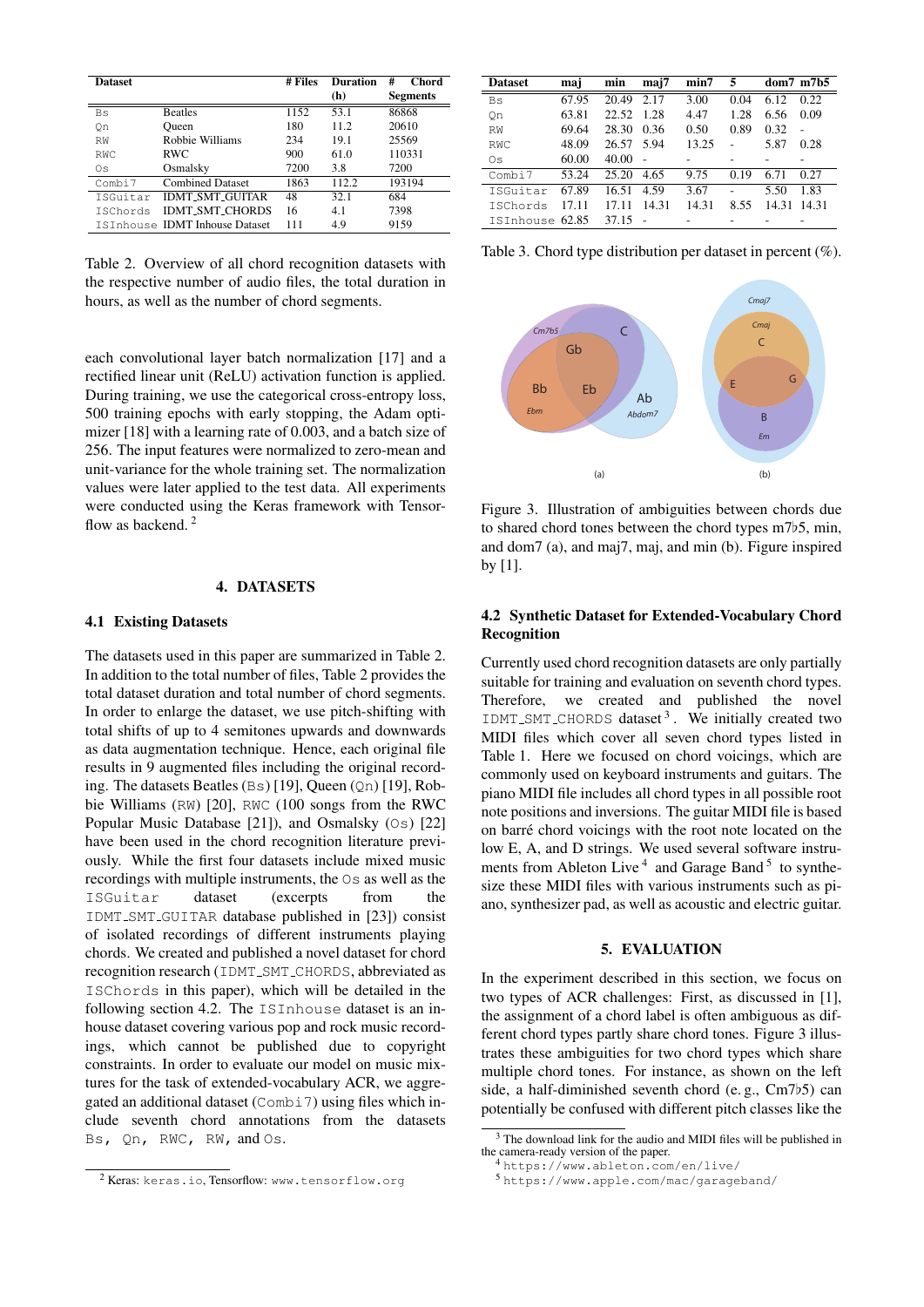| Dataset | | # Files | Duration (h) | # Chord Segments |
|---|---|---|---|---|
| Bs | Beatles | 1152 | 53.1 | 86868 |
| Qn | Queen | 180 | 11.2 | 20610 |
| RW | Robbie Williams | 234 | 19.1 | 25569 |
| RWC | RWC | 900 | 61.0 | 110331 |
| Os | Osmalsky | 7200 | 3.8 | 7200 |
| Combi7 | Combined Dataset | 1863 | 112.2 | 193194 |
| ISGuitar | IDMT_SMT_GUITAR | 48 | 32.1 | 684 |
| ISChords | IDMT_SMT_CHORDS | 16 | 4.1 | 7398 |
| ISInhouse | IDMT Inhouse Dataset | 111 | 4.9 | 9159 |

Table 2. Overview of all chord recognition datasets with the respective number of audio files, the total duration in hours, as well as the number of chord segments.

each convolutional layer batch normalization [17] and a rectified linear unit (ReLU) activation function is applied. During training, we use the categorical cross-entropy loss, 500 training epochs with early stopping, the Adam optimizer [18] with a learning rate of 0.003, and a batch size of 256. The input features were normalized to zero-mean and unit-variance for the whole training set. The normalization values were later applied to the test data. All experiments were conducted using the Keras framework with Tensorflow as backend. [2]

## 4. DATASETS

### 4.1 Existing Datasets

The datasets used in this paper are summarized in Table 2. In addition to the total number of files, Table 2 provides the total dataset duration and total number of chord segments. In order to enlarge the dataset, we use pitch-shifting with total shifts of up to 4 semitones upwards and downwards as data augmentation technique. Hence, each original file results in 9 augmented files including the original recording. The datasets Beatles (Bs) [19], Queen (Qn) [19], Robbie Williams (RW) [20], RWC (100 songs from the RWC Popular Music Database [21]), and Osmalsky (Os) [22] have been used in the chord recognition literature previously. While the first four datasets include mixed music recordings with multiple instruments, the Os as well as the ISGuitar dataset (excerpts from the IDMT_SMT_GUITAR database published in [23]) consist of isolated recordings of different instruments playing chords. We created and published a novel dataset for chord recognition research (IDMT_SMT_CHORDS, abbreviated as ISChords in this paper), which will be detailed in the following section 4.2. The ISInhouse dataset is an in-house dataset covering various pop and rock music recordings, which cannot be published due to copyright constraints. In order to evaluate our model on music mixtures for the task of extended-vocabulary ACR, we aggregated an additional dataset (Combi7) using files which include seventh chord annotations from the datasets Bs, Qn, RWC, RW, and Os.

[2] Keras: keras.io, Tensorflow: www.tensorflow.org

| Dataset | maj | min | maj7 | min7 | 5 | dom7 | m7b5 |
|---|---|---|---|---|---|---|---|
| Bs | 67.95 | 20.49 | 2.17 | 3.00 | 0.04 | 6.12 | 0.22 |
| Qn | 63.81 | 22.52 | 1.28 | 4.47 | 1.28 | 6.56 | 0.09 |
| RW | 69.64 | 28.30 | 0.36 | 0.50 | 0.89 | 0.32 | - |
| RWC | 48.09 | 26.57 | 5.94 | 13.25 | - | 5.87 | 0.28 |
| Os | 60.00 | 40.00 | - | - | - | - | - |
| Combi7 | 53.24 | 25.20 | 4.65 | 9.75 | 0.19 | 6.71 | 0.27 |
| ISGuitar | 67.89 | 16.51 | 4.59 | 3.67 | - | 5.50 | 1.83 |
| ISChords | 17.11 | 17.11 | 14.31 | 14.31 | 8.55 | 14.31 | 14.31 |
| ISInhouse | 62.85 | 37.15 | - | - | - | - | - |

Table 3. Chord type distribution per dataset in percent (%).

Figure 3. Illustration of ambiguities between chords due to shared chord tones between the chord types m7♭5, min, and dom7 (a), and maj7, maj, and min (b). Figure inspired by [1].

### 4.2 Synthetic Dataset for Extended-Vocabulary Chord Recognition

Currently used chord recognition datasets are only partially suitable for training and evaluation on seventh chord types. Therefore, we created and published the novel IDMT_SMT_CHORDS dataset [3]. We initially created two MIDI files which cover all seven chord types listed in Table 1. Here we focused on chord voicings, which are commonly used on keyboard instruments and guitars. The piano MIDI file includes all chord types in all possible root note positions and inversions. The guitar MIDI file is based on barré chord voicings with the root note located on the low E, A, and D strings. We used several software instruments from Ableton Live [4] and Garage Band [5] to synthesize these MIDI files with various instruments such as piano, synthesizer pad, as well as acoustic and electric guitar.

## 5. EVALUATION

In the experiment described in this section, we focus on two types of ACR challenges: First, as discussed in [1], the assignment of a chord label is often ambiguous as different chord types partly share chord tones. Figure 3 illustrates these ambiguities for two chord types which share multiple chord tones. For instance, as shown on the left side, a half-diminished seventh chord (e. g., Cm7♭5) can potentially be confused with different pitch classes like the

[3] The download link for the audio and MIDI files will be published in the camera-ready version of the paper.

[4] https://www.ableton.com/en/live/

[5] https://www.apple.com/mac/garageband/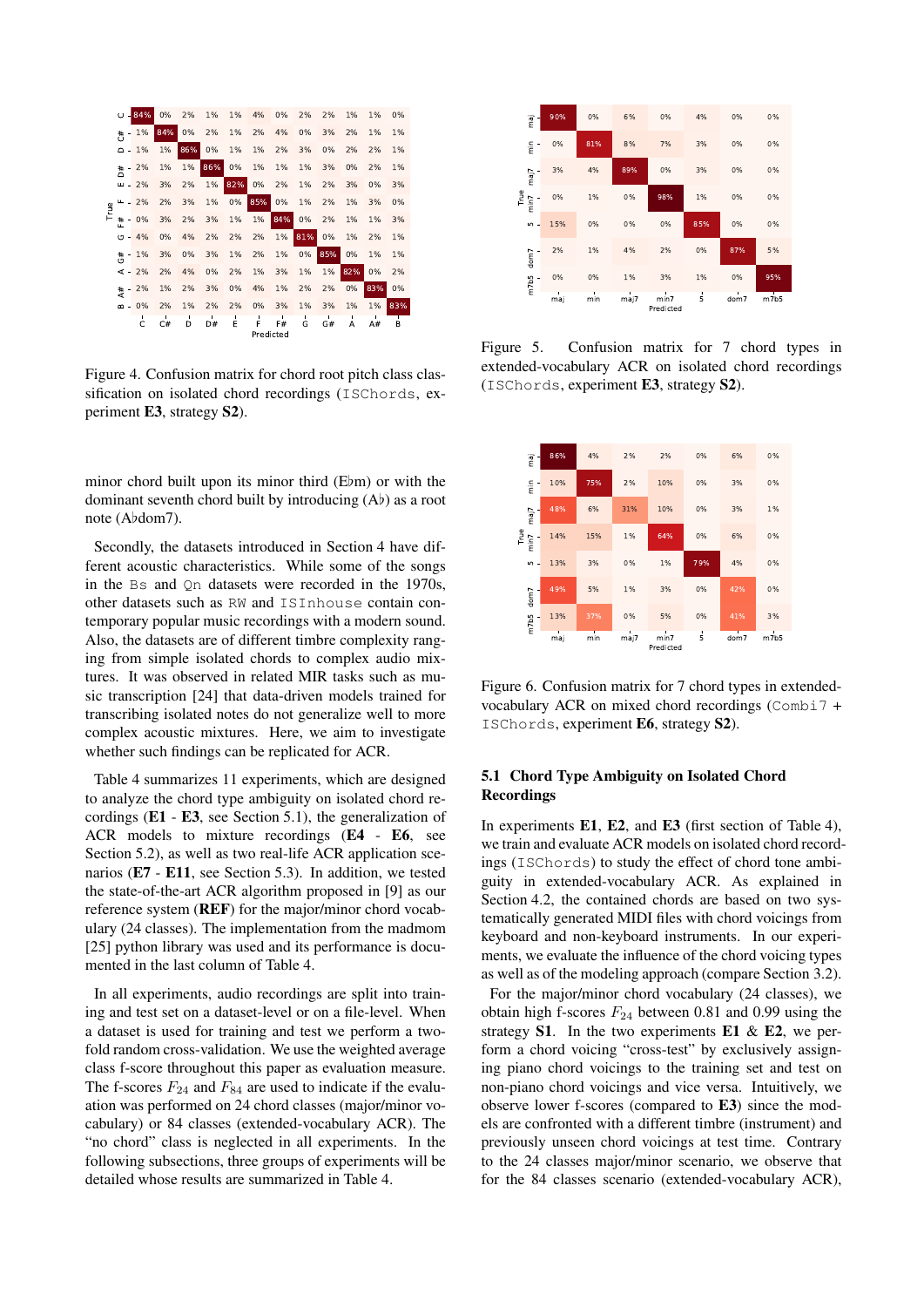Figure 4. Confusion matrix for chord root pitch class classification on isolated chord recordings (ISChords, experiment **E3**, strategy **S2**).

minor chord built upon its minor third (E♭m) or with the dominant seventh chord built by introducing (A♭) as a root note (A♭dom7).

Secondly, the datasets introduced in Section 4 have different acoustic characteristics. While some of the songs in the Bs and Qn datasets were recorded in the 1970s, other datasets such as RW and ISInhouse contain contemporary popular music recordings with a modern sound. Also, the datasets are of different timbre complexity ranging from simple isolated chords to complex audio mixtures. It was observed in related MIR tasks such as music transcription [24] that data-driven models trained for transcribing isolated notes do not generalize well to more complex acoustic mixtures. Here, we aim to investigate whether such findings can be replicated for ACR.

Table 4 summarizes 11 experiments, which are designed to analyze the chord type ambiguity on isolated chord recordings (**E1** - **E3**, see Section 5.1), the generalization of ACR models to mixture recordings (**E4** - **E6**, see Section 5.2), as well as two real-life ACR application scenarios (**E7** - **E11**, see Section 5.3). In addition, we tested the state-of-the-art ACR algorithm proposed in [9] as our reference system (**REF**) for the major/minor chord vocabulary (24 classes). The implementation from the madmom [25] python library was used and its performance is documented in the last column of Table 4.

In all experiments, audio recordings are split into training and test set on a dataset-level or on a file-level. When a dataset is used for training and test we perform a two-fold random cross-validation. We use the weighted average class f-score throughout this paper as evaluation measure. The f-scores $F_{24}$ and $F_{84}$ are used to indicate if the evaluation was performed on 24 chord classes (major/minor vocabulary) or 84 classes (extended-vocabulary ACR). The "no chord" class is neglected in all experiments. In the following subsections, three groups of experiments will be detailed whose results are summarized in Table 4.

Figure 5. Confusion matrix for 7 chord types in extended-vocabulary ACR on isolated chord recordings (ISChords, experiment **E3**, strategy **S2**).

Figure 6. Confusion matrix for 7 chord types in extended-vocabulary ACR on mixed chord recordings (Combi7 + ISChords, experiment **E6**, strategy **S2**).

### 5.1 Chord Type Ambiguity on Isolated Chord Recordings

In experiments **E1**, **E2**, and **E3** (first section of Table 4), we train and evaluate ACR models on isolated chord recordings (ISChords) to study the effect of chord tone ambiguity in extended-vocabulary ACR. As explained in Section 4.2, the contained chords are based on two systematically generated MIDI files with chord voicings from keyboard and non-keyboard instruments. In our experiments, we evaluate the influence of the chord voicing types as well as of the modeling approach (compare Section 3.2).

For the major/minor chord vocabulary (24 classes), we obtain high f-scores $F_{24}$ between 0.81 and 0.99 using the strategy **S1**. In the two experiments **E1** & **E2**, we perform a chord voicing "cross-test" by exclusively assigning piano chord voicings to the training set and test on non-piano chord voicings and vice versa. Intuitively, we observe lower f-scores (compared to **E3**) since the models are confronted with a different timbre (instrument) and previously unseen chord voicings at test time. Contrary to the 24 classes major/minor scenario, we observe that for the 84 classes scenario (extended-vocabulary ACR),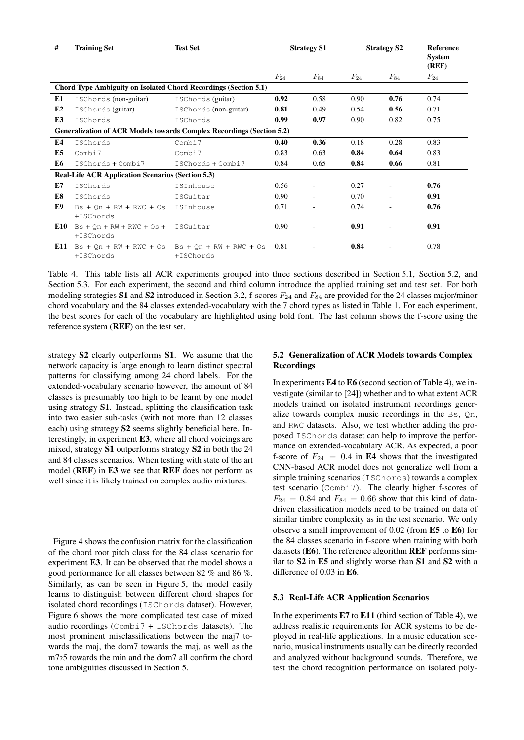| # | Training Set | Test Set | Strategy S1 | | Strategy S2 | | Reference System (REF) |
|---|---|---|---|---|---|---|---|
| | | | $F_{24}$ | $F_{84}$ | $F_{24}$ | $F_{84}$ | $F_{24}$ |
| **Chord Type Ambiguity on Isolated Chord Recordings (Section 5.1)** | | | | | | | |
| **E1** | `ISChords` (non-guitar) | `ISChords` (guitar) | **0.92** | 0.58 | 0.90 | **0.76** | 0.74 |
| **E2** | `ISChords` (guitar) | `ISChords` (non-guitar) | **0.81** | 0.49 | 0.54 | **0.56** | 0.71 |
| **E3** | `ISChords` | `ISChords` | **0.99** | **0.97** | 0.90 | 0.82 | 0.75 |
| **Generalization of ACR Models towards Complex Recordings (Section 5.2)** | | | | | | | |
| **E4** | `ISChords` | `Combi7` | **0.40** | **0.36** | 0.18 | 0.28 | 0.83 |
| **E5** | `Combi7` | `Combi7` | 0.83 | 0.63 | **0.84** | **0.64** | 0.83 |
| **E6** | `ISChords` + `Combi7` | `ISChords` + `Combi7` | 0.84 | 0.65 | **0.84** | **0.66** | 0.81 |
| **Real-Life ACR Application Scenarios (Section 5.3)** | | | | | | | |
| **E7** | `ISChords` | `ISInhouse` | 0.56 | - | 0.27 | - | **0.76** |
| **E8** | `ISChords` | `ISGuitar` | 0.90 | - | 0.70 | - | **0.91** |
| **E9** | `Bs + Qn + RW + RWC + Os +ISChords` | `ISInhouse` | 0.71 | - | 0.74 | - | **0.76** |
| **E10** | `Bs + Qn + RW + RWC + Os + +ISChords` | `ISGuitar` | 0.90 | - | **0.91** | - | **0.91** |
| **E11** | `Bs + Qn + RW + RWC + Os +ISChords` | `Bs + Qn + RW + RWC + Os +ISChords` | 0.81 | - | **0.84** | - | 0.78 |

Table 4. This table lists all ACR experiments grouped into three sections described in Section 5.1, Section 5.2, and Section 5.3. For each experiment, the second and third column introduce the applied training set and test set. For both modeling strategies **S1** and **S2** introduced in Section 3.2, f-scores $F_{24}$ and $F_{84}$ are provided for the 24 classes major/minor chord vocabulary and the 84 classes extended-vocabulary with the 7 chord types as listed in Table 1. For each experiment, the best scores for each of the vocabulary are highlighted using bold font. The last column shows the f-score using the reference system (**REF**) on the test set.

strategy **S2** clearly outperforms **S1**. We assume that the network capacity is large enough to learn distinct spectral patterns for classifying among 24 chord labels. For the extended-vocabulary scenario however, the amount of 84 classes is presumably too high to be learnt by one model using strategy **S1**. Instead, splitting the classification task into two easier sub-tasks (with not more than 12 classes each) using strategy **S2** seems slightly beneficial here. Interestingly, in experiment **E3**, where all chord voicings are mixed, strategy **S1** outperforms strategy **S2** in both the 24 and 84 classes scenarios. When testing with state of the art model (**REF**) in **E3** we see that **REF** does not perform as well since it is likely trained on complex audio mixtures.

Figure 4 shows the confusion matrix for the classification of the chord root pitch class for the 84 class scenario for experiment **E3**. It can be observed that the model shows a good performance for all classes between 82 % and 86 %. Similarly, as can be seen in Figure 5, the model easily learns to distinguish between different chord shapes for isolated chord recordings (`ISChords` dataset). However, Figure 6 shows the more complicated test case of mixed audio recordings (`Combi7` + `ISChords` datasets). The most prominent misclassifications between the maj7 towards the maj, the dom7 towards the maj, as well as the m7♭5 towards the min and the dom7 all confirm the chord tone ambiguities discussed in Section 5.

### 5.2 Generalization of ACR Models towards Complex Recordings

In experiments **E4** to **E6** (second section of Table 4), we investigate (similar to [24]) whether and to what extent ACR models trained on isolated instrument recordings generalize towards complex music recordings in the `Bs`, `Qn`, and `RWC` datasets. Also, we test whether adding the proposed `ISChords` dataset can help to improve the performance on extended-vocabulary ACR. As expected, a poor f-score of $F_{24} = 0.4$ in **E4** shows that the investigated CNN-based ACR model does not generalize well from a simple training scenarios (`ISChords`) towards a complex test scenario (`Combi7`). The clearly higher f-scores of $F_{24} = 0.84$ and $F_{84} = 0.66$ show that this kind of data-driven classification models need to be trained on data of similar timbre complexity as in the test scenario. We only observe a small improvement of 0.02 (from **E5** to **E6**) for the 84 classes scenario in f-score when training with both datasets (**E6**). The reference algorithm **REF** performs similar to **S2** in **E5** and slightly worse than **S1** and **S2** with a difference of 0.03 in **E6**.

### 5.3 Real-Life ACR Application Scenarios

In the experiments **E7** to **E11** (third section of Table 4), we address realistic requirements for ACR systems to be deployed in real-life applications. In a music education scenario, musical instruments usually can be directly recorded and analyzed without background sounds. Therefore, we test the chord recognition performance on isolated poly-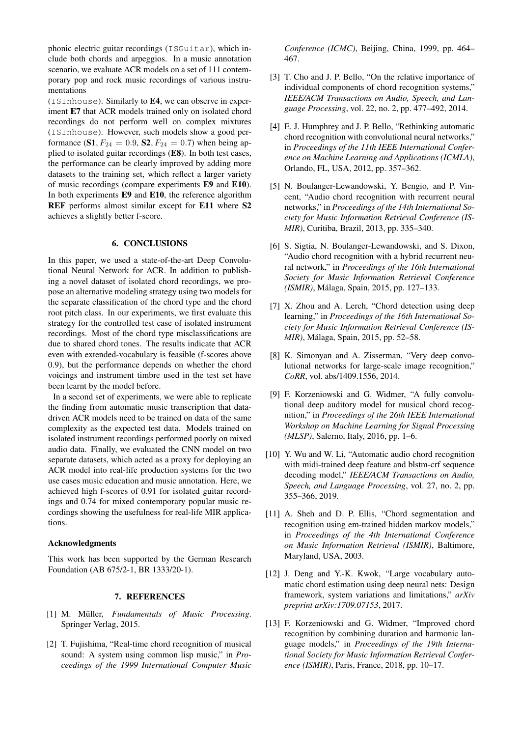phonic electric guitar recordings (ISGuitar), which include both chords and arpeggios. In a music annotation scenario, we evaluate ACR models on a set of 111 contemporary pop and rock music recordings of various instrumentations
(ISInhouse). Similarly to **E4**, we can observe in experiment **E7** that ACR models trained only on isolated chord recordings do not perform well on complex mixtures (ISInhouse). However, such models show a good performance (**S1**, $F_{24} = 0.9$, **S2**, $F_{24} = 0.7$) when being applied to isolated guitar recordings (**E8**). In both test cases, the performance can be clearly improved by adding more datasets to the training set, which reflect a larger variety of music recordings (compare experiments **E9** and **E10**). In both experiments **E9** and **E10**, the reference algorithm **REF** performs almost similar except for **E11** where **S2** achieves a slightly better f-score.

## 6. CONCLUSIONS

In this paper, we used a state-of-the-art Deep Convolutional Neural Network for ACR. In addition to publishing a novel dataset of isolated chord recordings, we propose an alternative modeling strategy using two models for the separate classification of the chord type and the chord root pitch class. In our experiments, we first evaluate this strategy for the controlled test case of isolated instrument recordings. Most of the chord type misclassifications are due to shared chord tones. The results indicate that ACR even with extended-vocabulary is feasible (f-scores above 0.9), but the performance depends on whether the chord voicings and instrument timbre used in the test set have been learnt by the model before.

In a second set of experiments, we were able to replicate the finding from automatic music transcription that data-driven ACR models need to be trained on data of the same complexity as the expected test data. Models trained on isolated instrument recordings performed poorly on mixed audio data. Finally, we evaluated the CNN model on two separate datasets, which acted as a proxy for deploying an ACR model into real-life production systems for the two use cases music education and music annotation. Here, we achieved high f-scores of 0.91 for isolated guitar recordings and 0.74 for mixed contemporary popular music recordings showing the usefulness for real-life MIR applications.

### Acknowledgments

This work has been supported by the German Research Foundation (AB 675/2-1, BR 1333/20-1).

## 7. REFERENCES

[1] M. Müller, *Fundamentals of Music Processing*. Springer Verlag, 2015.

[2] T. Fujishima, "Real-time chord recognition of musical sound: A system using common lisp music," in *Proceedings of the 1999 International Computer Music Conference (ICMC)*, Beijing, China, 1999, pp. 464–467.

[3] T. Cho and J. P. Bello, "On the relative importance of individual components of chord recognition systems," *IEEE/ACM Transactions on Audio, Speech, and Language Processing*, vol. 22, no. 2, pp. 477–492, 2014.

[4] E. J. Humphrey and J. P. Bello, "Rethinking automatic chord recognition with convolutional neural networks," in *Proceedings of the 11th IEEE International Conference on Machine Learning and Applications (ICMLA)*, Orlando, FL, USA, 2012, pp. 357–362.

[5] N. Boulanger-Lewandowski, Y. Bengio, and P. Vincent, "Audio chord recognition with recurrent neural networks," in *Proceedings of the 14th International Society for Music Information Retrieval Conference (ISMIR)*, Curitiba, Brazil, 2013, pp. 335–340.

[6] S. Sigtia, N. Boulanger-Lewandowski, and S. Dixon, "Audio chord recognition with a hybrid recurrent neural network," in *Proceedings of the 16th International Society for Music Information Retrieval Conference (ISMIR)*, Málaga, Spain, 2015, pp. 127–133.

[7] X. Zhou and A. Lerch, "Chord detection using deep learning," in *Proceedings of the 16th International Society for Music Information Retrieval Conference (ISMIR)*, Málaga, Spain, 2015, pp. 52–58.

[8] K. Simonyan and A. Zisserman, "Very deep convolutional networks for large-scale image recognition," *CoRR*, vol. abs/1409.1556, 2014.

[9] F. Korzeniowski and G. Widmer, "A fully convolutional deep auditory model for musical chord recognition," in *Proceedings of the 26th IEEE International Workshop on Machine Learning for Signal Processing (MLSP)*, Salerno, Italy, 2016, pp. 1–6.

[10] Y. Wu and W. Li, "Automatic audio chord recognition with midi-trained deep feature and blstm-crf sequence decoding model," *IEEE/ACM Transactions on Audio, Speech, and Language Processing*, vol. 27, no. 2, pp. 355–366, 2019.

[11] A. Sheh and D. P. Ellis, "Chord segmentation and recognition using em-trained hidden markov models," in *Proceedings of the 4th International Conference on Music Information Retrieval (ISMIR)*, Baltimore, Maryland, USA, 2003.

[12] J. Deng and Y.-K. Kwok, "Large vocabulary automatic chord estimation using deep neural nets: Design framework, system variations and limitations," *arXiv preprint arXiv:1709.07153*, 2017.

[13] F. Korzeniowski and G. Widmer, "Improved chord recognition by combining duration and harmonic language models," in *Proceedings of the 19th International Society for Music Information Retrieval Conference (ISMIR)*, Paris, France, 2018, pp. 10–17.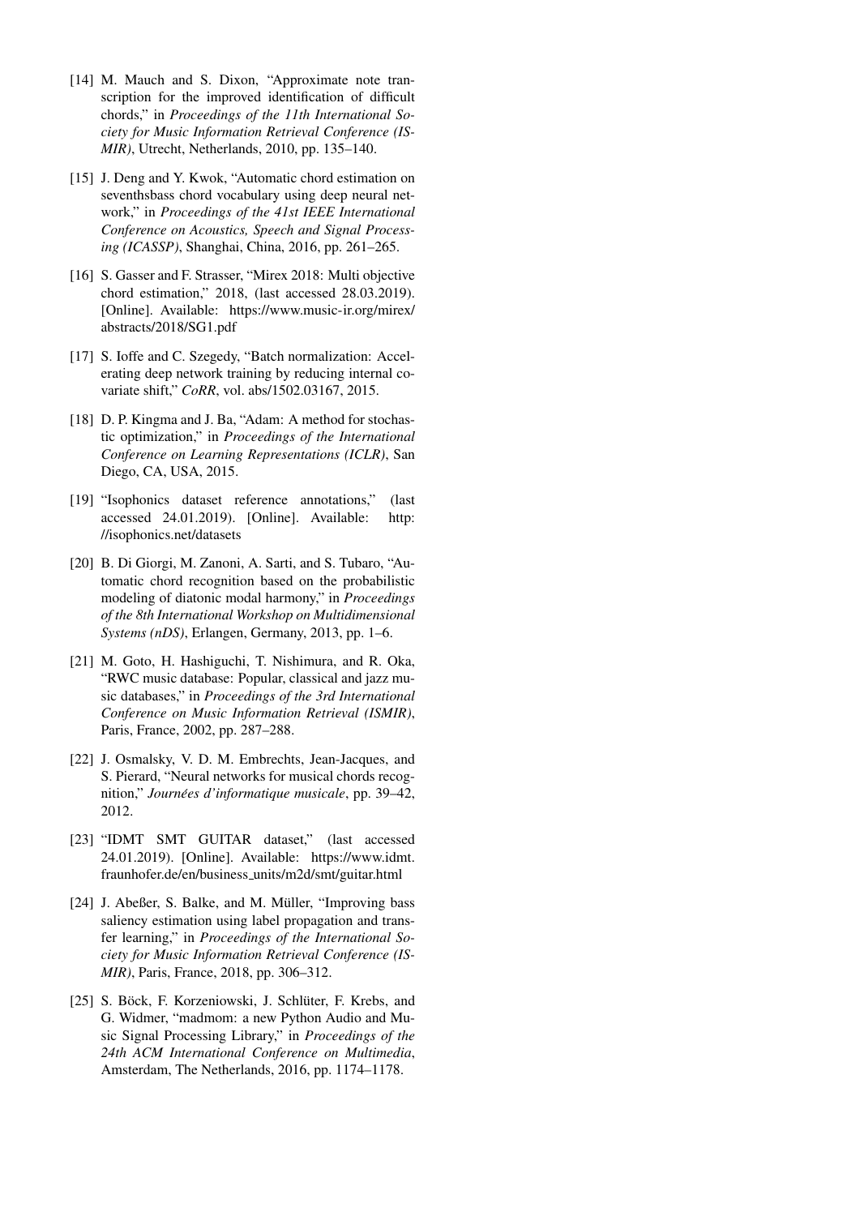[14] M. Mauch and S. Dixon, "Approximate note transcription for the improved identification of difficult chords," in *Proceedings of the 11th International Society for Music Information Retrieval Conference (ISMIR)*, Utrecht, Netherlands, 2010, pp. 135–140.

[15] J. Deng and Y. Kwok, "Automatic chord estimation on seventhsbass chord vocabulary using deep neural network," in *Proceedings of the 41st IEEE International Conference on Acoustics, Speech and Signal Processing (ICASSP)*, Shanghai, China, 2016, pp. 261–265.

[16] S. Gasser and F. Strasser, "Mirex 2018: Multi objective chord estimation," 2018, (last accessed 28.03.2019). [Online]. Available: https://www.music-ir.org/mirex/abstracts/2018/SG1.pdf

[17] S. Ioffe and C. Szegedy, "Batch normalization: Accelerating deep network training by reducing internal covariate shift," *CoRR*, vol. abs/1502.03167, 2015.

[18] D. P. Kingma and J. Ba, "Adam: A method for stochastic optimization," in *Proceedings of the International Conference on Learning Representations (ICLR)*, San Diego, CA, USA, 2015.

[19] "Isophonics dataset reference annotations," (last accessed 24.01.2019). [Online]. Available: http://isophonics.net/datasets

[20] B. Di Giorgi, M. Zanoni, A. Sarti, and S. Tubaro, "Automatic chord recognition based on the probabilistic modeling of diatonic modal harmony," in *Proceedings of the 8th International Workshop on Multidimensional Systems (nDS)*, Erlangen, Germany, 2013, pp. 1–6.

[21] M. Goto, H. Hashiguchi, T. Nishimura, and R. Oka, "RWC music database: Popular, classical and jazz music databases," in *Proceedings of the 3rd International Conference on Music Information Retrieval (ISMIR)*, Paris, France, 2002, pp. 287–288.

[22] J. Osmalsky, V. D. M. Embrechts, Jean-Jacques, and S. Pierard, "Neural networks for musical chords recognition," *Journées d'informatique musicale*, pp. 39–42, 2012.

[23] "IDMT SMT GUITAR dataset," (last accessed 24.01.2019). [Online]. Available: https://www.idmt.fraunhofer.de/en/business_units/m2d/smt/guitar.html

[24] J. Abeßer, S. Balke, and M. Müller, "Improving bass saliency estimation using label propagation and transfer learning," in *Proceedings of the International Society for Music Information Retrieval Conference (ISMIR)*, Paris, France, 2018, pp. 306–312.

[25] S. Böck, F. Korzeniowski, J. Schlüter, F. Krebs, and G. Widmer, "madmom: a new Python Audio and Music Signal Processing Library," in *Proceedings of the 24th ACM International Conference on Multimedia*, Amsterdam, The Netherlands, 2016, pp. 1174–1178.